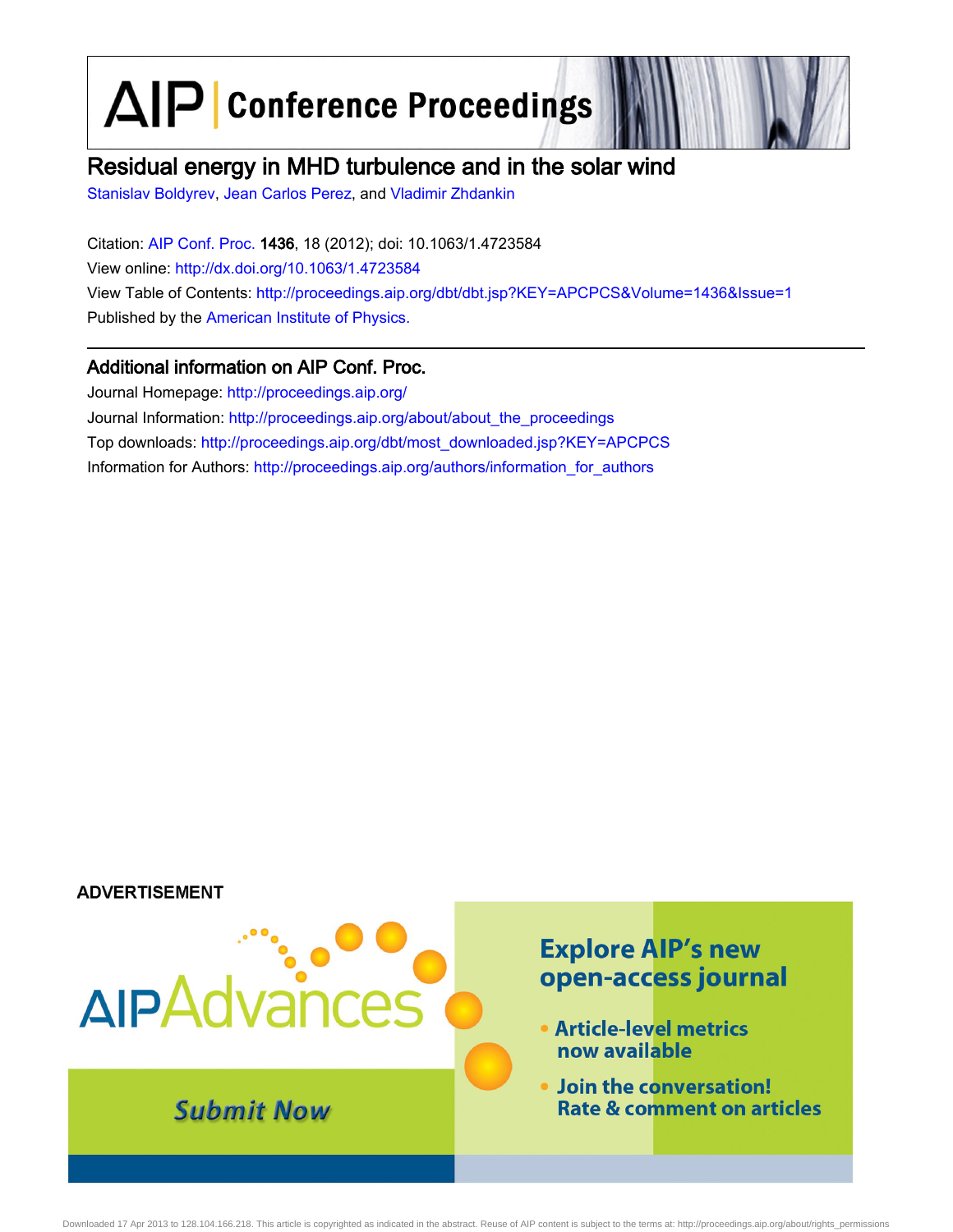# Residual energy in MHD turbulence and in the solar wind

Stanislav Boldyrev, Jean Carlos Perez, and Vladimir Zhdankin

Citation: AIP Conf. Proc. **1436**, 18 (2012); doi: 10.1063/1.4723584

View online: http://dx.doi.org/10.1063/1.4723584

View Table of Contents: http://proceedings.aip.org/dbt/dbt.jsp?KEY=APCPCS&Volume=1436&Issue=1

Published by the American Institute of Physics.

## Additional information on AIP Conf. Proc.

Journal Homepage: http://proceedings.aip.org/

Journal Information: http://proceedings.aip.org/about/about_the_proceedings

Top downloads: http://proceedings.aip.org/dbt/most_downloaded.jsp?KEY=APCPCS

Information for Authors: http://proceedings.aip.org/authors/information_for_authors

ADVERTISEMENT

AIPAdvances

Submit Now

Explore AIP's new open-access journal

- Article-level metrics now available
- Join the conversation! Rate & comment on articles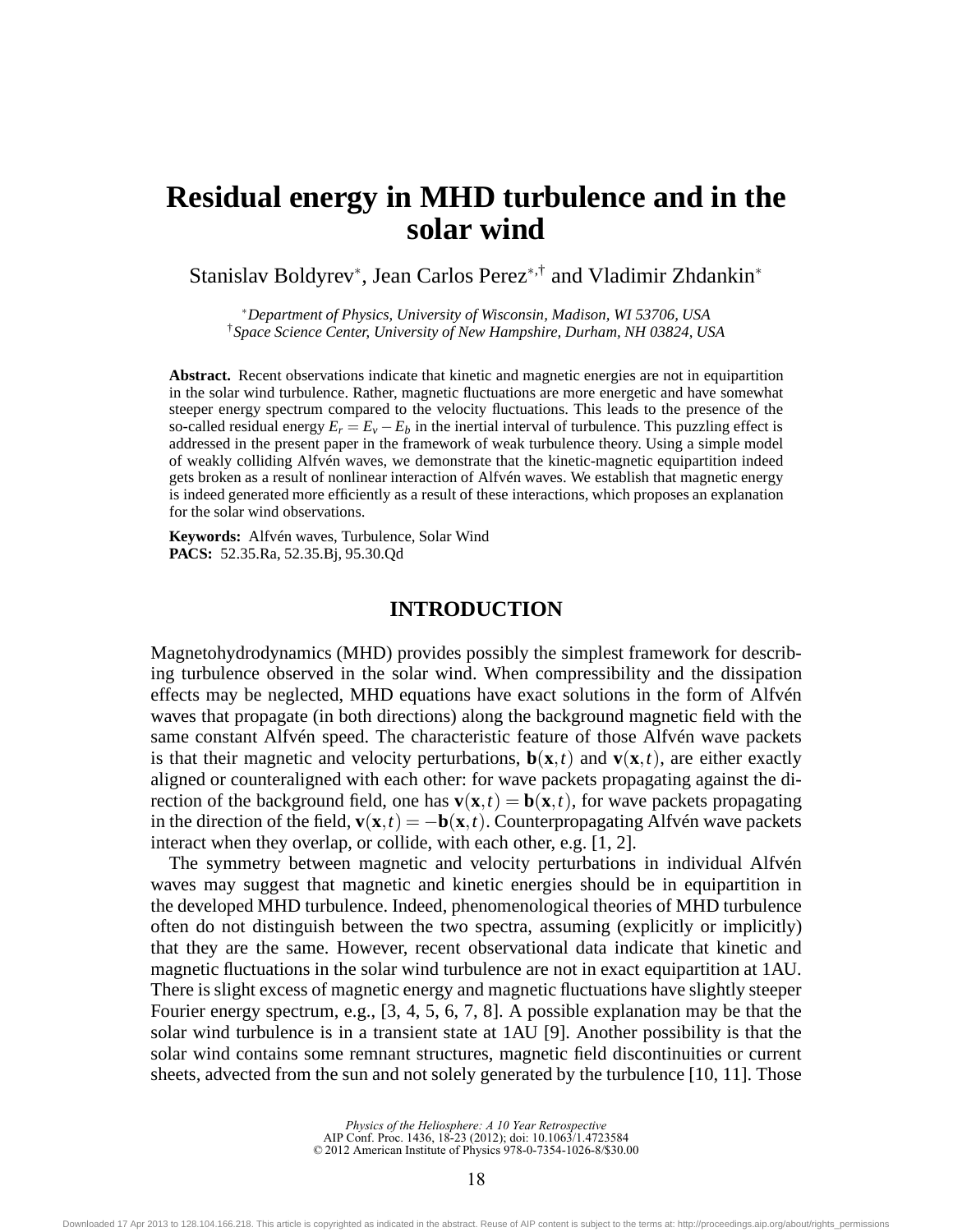# Residual energy in MHD turbulence and in the solar wind

Stanislav Boldyrev[*], Jean Carlos Perez[*,†] and Vladimir Zhdankin[*]

[*]*Department of Physics, University of Wisconsin, Madison, WI 53706, USA*
[†]*Space Science Center, University of New Hampshire, Durham, NH 03824, USA*

**Abstract.** Recent observations indicate that kinetic and magnetic energies are not in equipartition in the solar wind turbulence. Rather, magnetic fluctuations are more energetic and have somewhat steeper energy spectrum compared to the velocity fluctuations. This leads to the presence of the so-called residual energy $E_r = E_v - E_b$ in the inertial interval of turbulence. This puzzling effect is addressed in the present paper in the framework of weak turbulence theory. Using a simple model of weakly colliding Alfvén waves, we demonstrate that the kinetic-magnetic equipartition indeed gets broken as a result of nonlinear interaction of Alfvén waves. We establish that magnetic energy is indeed generated more efficiently as a result of these interactions, which proposes an explanation for the solar wind observations.

**Keywords:** Alfvén waves, Turbulence, Solar Wind
**PACS:** 52.35.Ra, 52.35.Bj, 95.30.Qd

## INTRODUCTION

Magnetohydrodynamics (MHD) provides possibly the simplest framework for describing turbulence observed in the solar wind. When compressibility and the dissipation effects may be neglected, MHD equations have exact solutions in the form of Alfvén waves that propagate (in both directions) along the background magnetic field with the same constant Alfvén speed. The characteristic feature of those Alfvén wave packets is that their magnetic and velocity perturbations, $\mathbf{b}(\mathbf{x},t)$ and $\mathbf{v}(\mathbf{x},t)$, are either exactly aligned or counteraligned with each other: for wave packets propagating against the direction of the background field, one has $\mathbf{v}(\mathbf{x},t) = \mathbf{b}(\mathbf{x},t)$, for wave packets propagating in the direction of the field, $\mathbf{v}(\mathbf{x},t) = -\mathbf{b}(\mathbf{x},t)$. Counterpropagating Alfvén wave packets interact when they overlap, or collide, with each other, e.g. [1, 2].

The symmetry between magnetic and velocity perturbations in individual Alfvén waves may suggest that magnetic and kinetic energies should be in equipartition in the developed MHD turbulence. Indeed, phenomenological theories of MHD turbulence often do not distinguish between the two spectra, assuming (explicitly or implicitly) that they are the same. However, recent observational data indicate that kinetic and magnetic fluctuations in the solar wind turbulence are not in exact equipartition at 1AU. There is slight excess of magnetic energy and magnetic fluctuations have slightly steeper Fourier energy spectrum, e.g., [3, 4, 5, 6, 7, 8]. A possible explanation may be that the solar wind turbulence is in a transient state at 1AU [9]. Another possibility is that the solar wind contains some remnant structures, magnetic field discontinuities or current sheets, advected from the sun and not solely generated by the turbulence [10, 11]. Those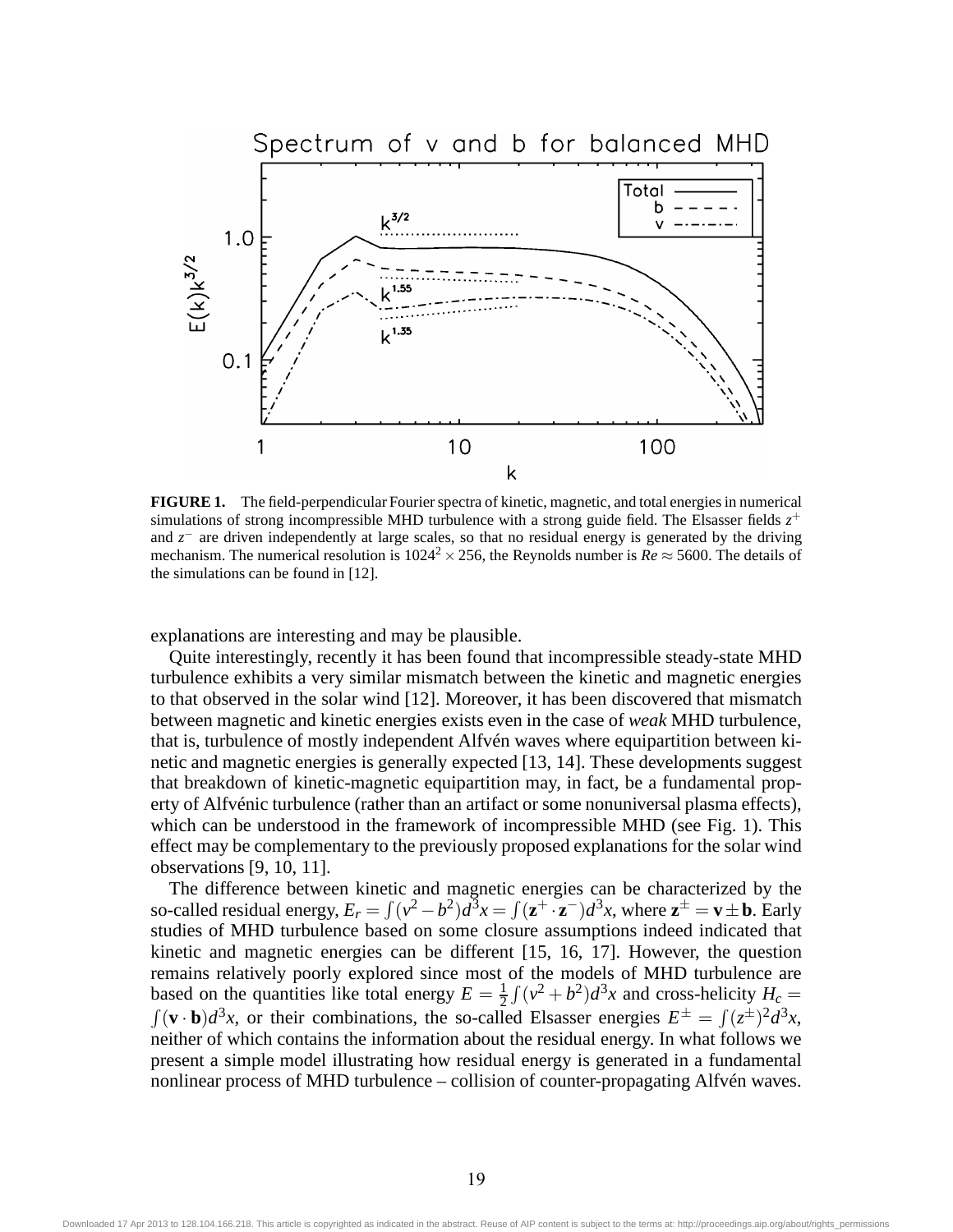**FIGURE 1.** The field-perpendicular Fourier spectra of kinetic, magnetic, and total energies in numerical simulations of strong incompressible MHD turbulence with a strong guide field. The Elsasser fields $z^+$ and $z^-$ are driven independently at large scales, so that no residual energy is generated by the driving mechanism. The numerical resolution is $1024^2 \times 256$, the Reynolds number is $Re \approx 5600$. The details of the simulations can be found in [12].

explanations are interesting and may be plausible.

Quite interestingly, recently it has been found that incompressible steady-state MHD turbulence exhibits a very similar mismatch between the kinetic and magnetic energies to that observed in the solar wind [12]. Moreover, it has been discovered that mismatch between magnetic and kinetic energies exists even in the case of *weak* MHD turbulence, that is, turbulence of mostly independent Alfvén waves where equipartition between kinetic and magnetic energies is generally expected [13, 14]. These developments suggest that breakdown of kinetic-magnetic equipartition may, in fact, be a fundamental property of Alfvénic turbulence (rather than an artifact or some nonuniversal plasma effects), which can be understood in the framework of incompressible MHD (see Fig. 1). This effect may be complementary to the previously proposed explanations for the solar wind observations [9, 10, 11].

The difference between kinetic and magnetic energies can be characterized by the so-called residual energy, $E_r = \int (v^2 - b^2) d^3x = \int (\mathbf{z}^+ \cdot \mathbf{z}^-) d^3x$, where $\mathbf{z}^\pm = \mathbf{v} \pm \mathbf{b}$. Early studies of MHD turbulence based on some closure assumptions indeed indicated that kinetic and magnetic energies can be different [15, 16, 17]. However, the question remains relatively poorly explored since most of the models of MHD turbulence are based on the quantities like total energy $E = \frac{1}{2} \int (v^2 + b^2) d^3x$ and cross-helicity $H_c = \int (\mathbf{v} \cdot \mathbf{b}) d^3x$, or their combinations, the so-called Elsasser energies $E^\pm = \int (z^\pm)^2 d^3x$, neither of which contains the information about the residual energy. In what follows we present a simple model illustrating how residual energy is generated in a fundamental nonlinear process of MHD turbulence – collision of counter-propagating Alfvén waves.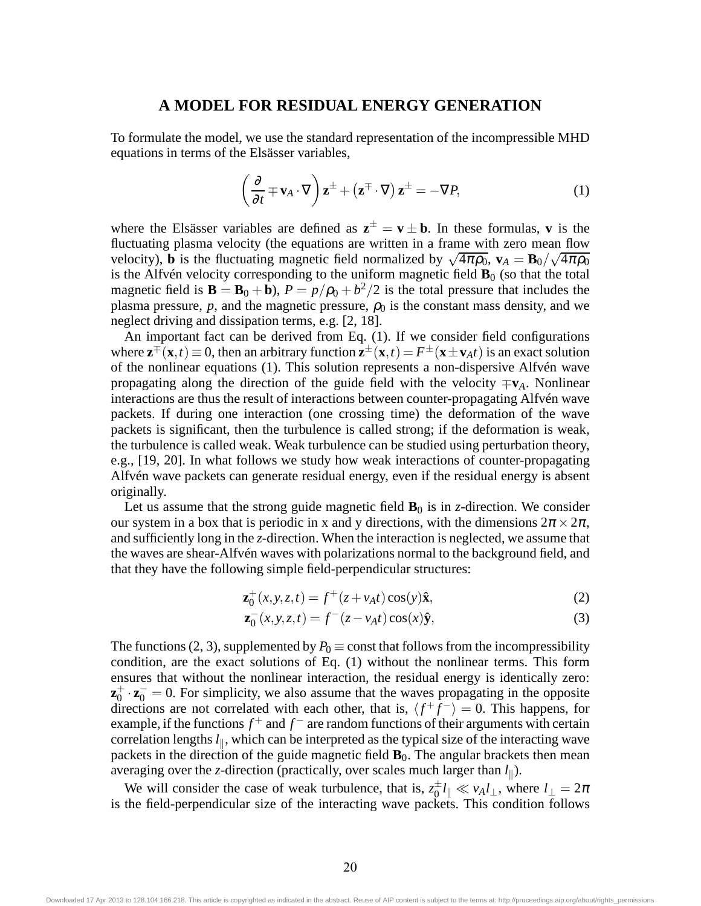## A MODEL FOR RESIDUAL ENERGY GENERATION

To formulate the model, we use the standard representation of the incompressible MHD equations in terms of the Elsässer variables,

$$\left(\frac{\partial}{\partial t} \mp \mathbf{v}_A \cdot \nabla\right) \mathbf{z}^{\pm} + \left(\mathbf{z}^{\mp} \cdot \nabla\right) \mathbf{z}^{\pm} = -\nabla P, \tag{1}$$

where the Elsässer variables are defined as $\mathbf{z}^{\pm} = \mathbf{v} \pm \mathbf{b}$. In these formulas, $\mathbf{v}$ is the fluctuating plasma velocity (the equations are written in a frame with zero mean flow velocity), $\mathbf{b}$ is the fluctuating magnetic field normalized by $\sqrt{4\pi\rho_0}$, $\mathbf{v}_A = \mathbf{B}_0/\sqrt{4\pi\rho_0}$ is the Alfvén velocity corresponding to the uniform magnetic field $\mathbf{B}_0$ (so that the total magnetic field is $\mathbf{B} = \mathbf{B}_0 + \mathbf{b}$), $P = p/\rho_0 + b^2/2$ is the total pressure that includes the plasma pressure, $p$, and the magnetic pressure, $\rho_0$ is the constant mass density, and we neglect driving and dissipation terms, e.g. [2, 18].

An important fact can be derived from Eq. (1). If we consider field configurations where $\mathbf{z}^{\mp}(\mathbf{x},t) \equiv 0$, then an arbitrary function $\mathbf{z}^{\pm}(\mathbf{x},t) = F^{\pm}(\mathbf{x} \pm \mathbf{v}_A t)$ is an exact solution of the nonlinear equations (1). This solution represents a non-dispersive Alfvén wave propagating along the direction of the guide field with the velocity $\mp\mathbf{v}_A$. Nonlinear interactions are thus the result of interactions between counter-propagating Alfvén wave packets. If during one interaction (one crossing time) the deformation of the wave packets is significant, then the turbulence is called strong; if the deformation is weak, the turbulence is called weak. Weak turbulence can be studied using perturbation theory, e.g., [19, 20]. In what follows we study how weak interactions of counter-propagating Alfvén wave packets can generate residual energy, even if the residual energy is absent originally.

Let us assume that the strong guide magnetic field $\mathbf{B}_0$ is in $z$-direction. We consider our system in a box that is periodic in x and y directions, with the dimensions $2\pi \times 2\pi$, and sufficiently long in the $z$-direction. When the interaction is neglected, we assume that the waves are shear-Alfvén waves with polarizations normal to the background field, and that they have the following simple field-perpendicular structures:

$$\mathbf{z}_0^{+}(x,y,z,t) = f^{+}(z + v_A t)\cos(y)\hat{\mathbf{x}}, \tag{2}$$

$$\mathbf{z}_0^{-}(x,y,z,t) = f^{-}(z - v_A t)\cos(x)\hat{\mathbf{y}}, \tag{3}$$

The functions (2, 3), supplemented by $P_0 \equiv \text{const}$ that follows from the incompressibility condition, are the exact solutions of Eq. (1) without the nonlinear terms. This form ensures that without the nonlinear interaction, the residual energy is identically zero: $\mathbf{z}_0^{+} \cdot \mathbf{z}_0^{-} = 0$. For simplicity, we also assume that the waves propagating in the opposite directions are not correlated with each other, that is, $\langle f^{+} f^{-} \rangle = 0$. This happens, for example, if the functions $f^{+}$ and $f^{-}$ are random functions of their arguments with certain correlation lengths $l_{\|}$, which can be interpreted as the typical size of the interacting wave packets in the direction of the guide magnetic field $\mathbf{B}_0$. The angular brackets then mean averaging over the $z$-direction (practically, over scales much larger than $l_{\|}$).

We will consider the case of weak turbulence, that is, $z_0^{\pm} l_{\|} \ll v_A l_{\perp}$, where $l_{\perp} = 2\pi$ is the field-perpendicular size of the interacting wave packets. This condition follows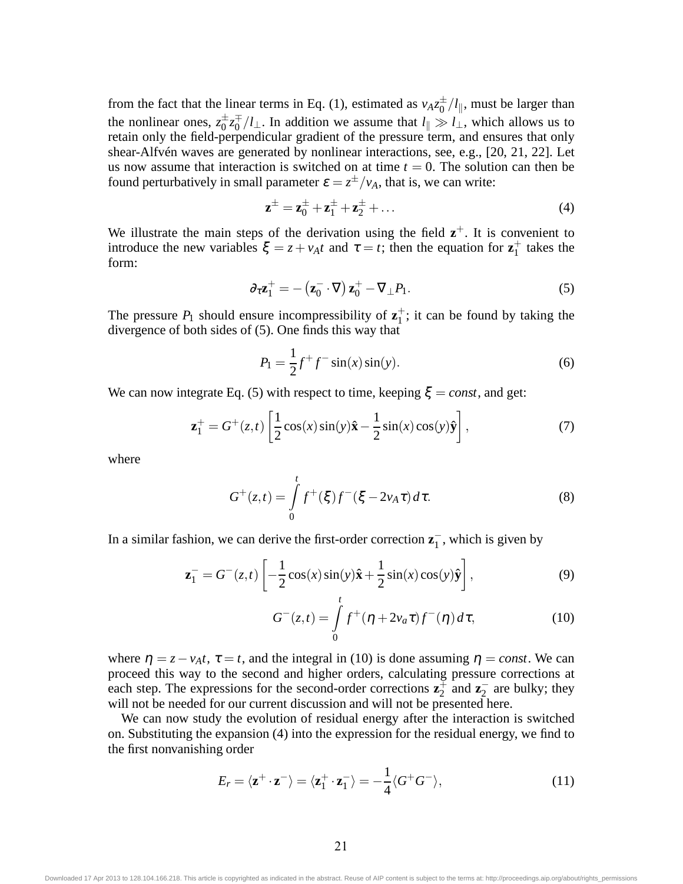from the fact that the linear terms in Eq. (1), estimated as $v_A z_0^\pm / l_\parallel$, must be larger than the nonlinear ones, $z_0^\pm z_0^\mp / l_\perp$. In addition we assume that $l_\parallel \gg l_\perp$, which allows us to retain only the field-perpendicular gradient of the pressure term, and ensures that only shear-Alfvén waves are generated by nonlinear interactions, see, e.g., [20, 21, 22]. Let us now assume that interaction is switched on at time $t = 0$. The solution can then be found perturbatively in small parameter $\varepsilon = z^\pm / v_A$, that is, we can write:

$$\mathbf{z}^\pm = \mathbf{z}_0^\pm + \mathbf{z}_1^\pm + \mathbf{z}_2^\pm + \dots \tag{4}$$

We illustrate the main steps of the derivation using the field $\mathbf{z}^+$. It is convenient to introduce the new variables $\xi = z + v_A t$ and $\tau = t$; then the equation for $\mathbf{z}_1^+$ takes the form:

$$\partial_\tau \mathbf{z}_1^+ = -\left(\mathbf{z}_0^- \cdot \nabla\right) \mathbf{z}_0^+ - \nabla_\perp P_1. \tag{5}$$

The pressure $P_1$ should ensure incompressibility of $\mathbf{z}_1^+$; it can be found by taking the divergence of both sides of (5). One finds this way that

$$P_1 = \frac{1}{2} f^+ f^- \sin(x) \sin(y). \tag{6}$$

We can now integrate Eq. (5) with respect to time, keeping $\xi = const$, and get:

$$\mathbf{z}_1^+ = G^+(z,t) \left[ \frac{1}{2} \cos(x) \sin(y) \hat{\mathbf{x}} - \frac{1}{2} \sin(x) \cos(y) \hat{\mathbf{y}} \right], \tag{7}$$

where

$$G^+(z,t) = \int_0^t f^+(\xi) f^-(\xi - 2 v_A \tau)\, d\tau. \tag{8}$$

In a similar fashion, we can derive the first-order correction $\mathbf{z}_1^-$, which is given by

$$\mathbf{z}_1^- = G^-(z,t) \left[ -\frac{1}{2} \cos(x) \sin(y) \hat{\mathbf{x}} + \frac{1}{2} \sin(x) \cos(y) \hat{\mathbf{y}} \right], \tag{9}$$

$$G^-(z,t) = \int_0^t f^+(\eta + 2 v_a \tau) f^-(\eta)\, d\tau, \tag{10}$$

where $\eta = z - v_A t$, $\tau = t$, and the integral in (10) is done assuming $\eta = const$. We can proceed this way to the second and higher orders, calculating pressure corrections at each step. The expressions for the second-order corrections $\mathbf{z}_2^+$ and $\mathbf{z}_2^-$ are bulky; they will not be needed for our current discussion and will not be presented here.

We can now study the evolution of residual energy after the interaction is switched on. Substituting the expansion (4) into the expression for the residual energy, we find to the first nonvanishing order

$$E_r = \langle \mathbf{z}^+ \cdot \mathbf{z}^- \rangle = \langle \mathbf{z}_1^+ \cdot \mathbf{z}_1^- \rangle = -\frac{1}{4} \langle G^+ G^- \rangle, \tag{11}$$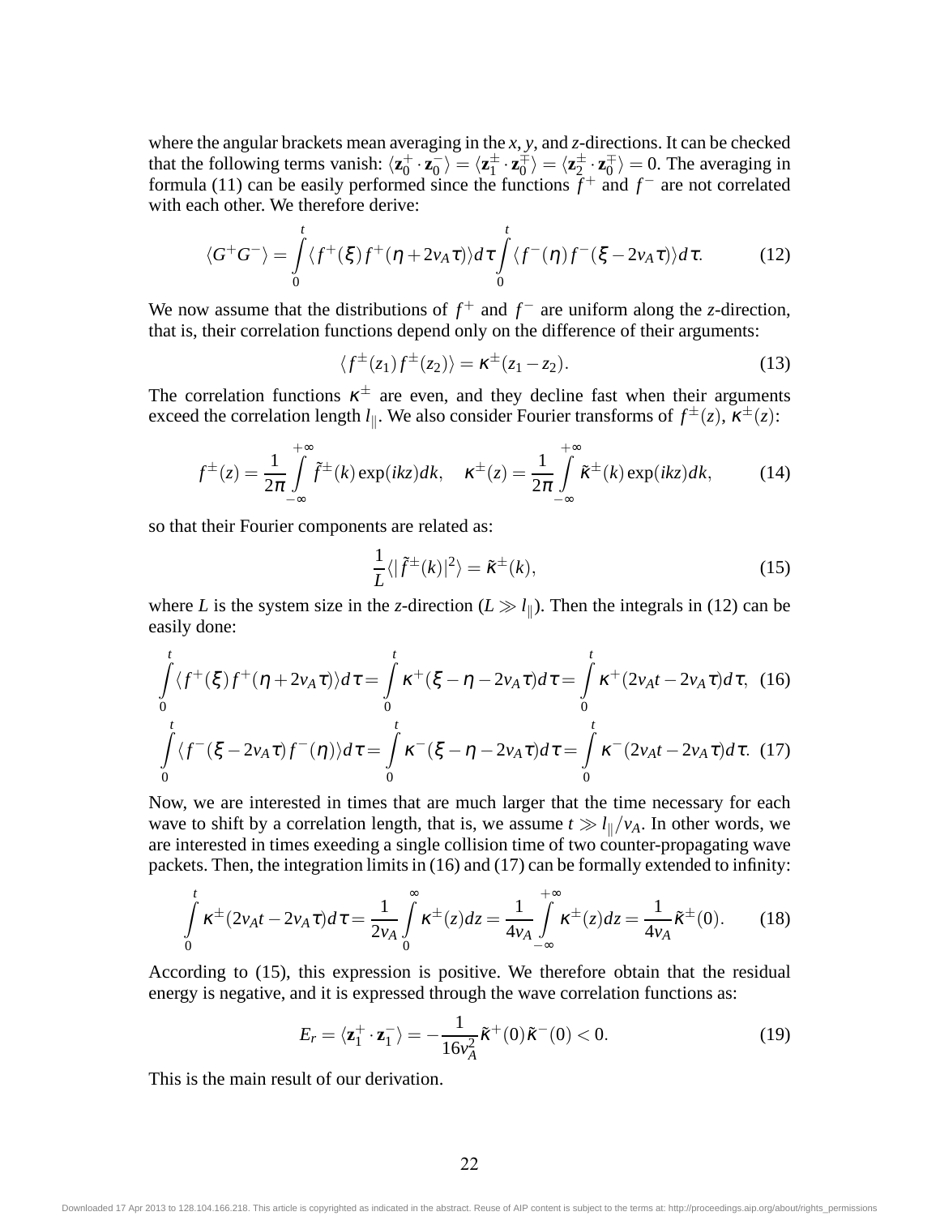where the angular brackets mean averaging in the $x$, $y$, and $z$-directions. It can be checked that the following terms vanish: $\langle \mathbf{z}_0^+ \cdot \mathbf{z}_0^- \rangle = \langle \mathbf{z}_1^\pm \cdot \mathbf{z}_0^\mp \rangle = \langle \mathbf{z}_2^\pm \cdot \mathbf{z}_0^\mp \rangle = 0$. The averaging in formula (11) can be easily performed since the functions $f^+$ and $f^-$ are not correlated with each other. We therefore derive:

$$\langle G^+G^- \rangle = \int_0^t \langle f^+(\xi) f^+(\eta + 2v_A\tau) \rangle d\tau \int_0^t \langle f^-(\eta) f^-(\xi - 2v_A\tau) \rangle d\tau. \tag{12}$$

We now assume that the distributions of $f^+$ and $f^-$ are uniform along the $z$-direction, that is, their correlation functions depend only on the difference of their arguments:

$$\langle f^\pm(z_1) f^\pm(z_2) \rangle = \kappa^\pm(z_1 - z_2). \tag{13}$$

The correlation functions $\kappa^\pm$ are even, and they decline fast when their arguments exceed the correlation length $l_\|$. We also consider Fourier transforms of $f^\pm(z)$, $\kappa^\pm(z)$:

$$f^\pm(z) = \frac{1}{2\pi} \int_{-\infty}^{+\infty} \tilde{f}^\pm(k) \exp(ikz) dk, \quad \kappa^\pm(z) = \frac{1}{2\pi} \int_{-\infty}^{+\infty} \tilde{\kappa}^\pm(k) \exp(ikz) dk, \tag{14}$$

so that their Fourier components are related as:

$$\frac{1}{L} \langle |\tilde{f}^\pm(k)|^2 \rangle = \tilde{\kappa}^\pm(k), \tag{15}$$

where $L$ is the system size in the $z$-direction ($L \gg l_\|$). Then the integrals in (12) can be easily done:

$$\int_0^t \langle f^+(\xi) f^+(\eta + 2v_A\tau) \rangle d\tau = \int_0^t \kappa^+(\xi - \eta - 2v_A\tau) d\tau = \int_0^t \kappa^+(2v_At - 2v_A\tau) d\tau, \tag{16}$$

$$\int_0^t \langle f^-(\xi - 2v_A\tau) f^-(\eta) \rangle d\tau = \int_0^t \kappa^-(\xi - \eta - 2v_A\tau) d\tau = \int_0^t \kappa^-(2v_At - 2v_A\tau) d\tau. \tag{17}$$

Now, we are interested in times that are much larger that the time necessary for each wave to shift by a correlation length, that is, we assume $t \gg l_\|/v_A$. In other words, we are interested in times exeeding a single collision time of two counter-propagating wave packets. Then, the integration limits in (16) and (17) can be formally extended to infinity:

$$\int_0^t \kappa^\pm(2v_At - 2v_A\tau) d\tau = \frac{1}{2v_A} \int_0^\infty \kappa^\pm(z) dz = \frac{1}{4v_A} \int_{-\infty}^{+\infty} \kappa^\pm(z) dz = \frac{1}{4v_A} \tilde{\kappa}^\pm(0). \tag{18}$$

According to (15), this expression is positive. We therefore obtain that the residual energy is negative, and it is expressed through the wave correlation functions as:

$$E_r = \langle \mathbf{z}_1^+ \cdot \mathbf{z}_1^- \rangle = -\frac{1}{16v_A^2} \tilde{\kappa}^+(0) \tilde{\kappa}^-(0) < 0. \tag{19}$$

This is the main result of our derivation.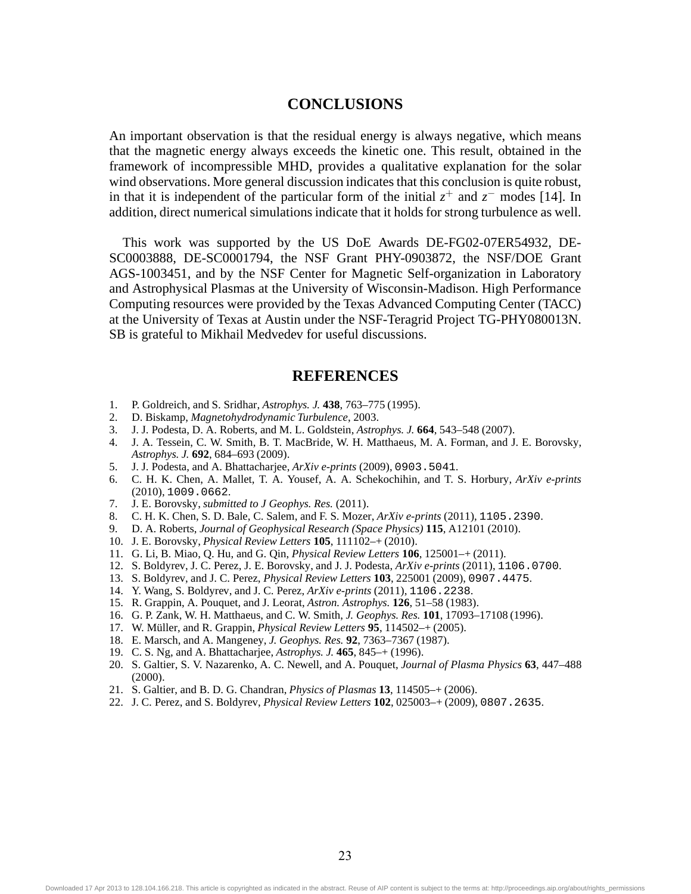## CONCLUSIONS

An important observation is that the residual energy is always negative, which means that the magnetic energy always exceeds the kinetic one. This result, obtained in the framework of incompressible MHD, provides a qualitative explanation for the solar wind observations. More general discussion indicates that this conclusion is quite robust, in that it is independent of the particular form of the initial $z^+$ and $z^-$ modes [14]. In addition, direct numerical simulations indicate that it holds for strong turbulence as well.

This work was supported by the US DoE Awards DE-FG02-07ER54932, DE-SC0003888, DE-SC0001794, the NSF Grant PHY-0903872, the NSF/DOE Grant AGS-1003451, and by the NSF Center for Magnetic Self-organization in Laboratory and Astrophysical Plasmas at the University of Wisconsin-Madison. High Performance Computing resources were provided by the Texas Advanced Computing Center (TACC) at the University of Texas at Austin under the NSF-Teragrid Project TG-PHY080013N. SB is grateful to Mikhail Medvedev for useful discussions.

## REFERENCES

1. P. Goldreich, and S. Sridhar, *Astrophys. J.* **438**, 763–775 (1995).
2. D. Biskamp, *Magnetohydrodynamic Turbulence*, 2003.
3. J. J. Podesta, D. A. Roberts, and M. L. Goldstein, *Astrophys. J.* **664**, 543–548 (2007).
4. J. A. Tessein, C. W. Smith, B. T. MacBride, W. H. Matthaeus, M. A. Forman, and J. E. Borovsky, *Astrophys. J.* **692**, 684–693 (2009).
5. J. J. Podesta, and A. Bhattacharjee, *ArXiv e-prints* (2009), 0903.5041.
6. C. H. K. Chen, A. Mallet, T. A. Yousef, A. A. Schekochihin, and T. S. Horbury, *ArXiv e-prints* (2010), 1009.0662.
7. J. E. Borovsky, *submitted to J Geophys. Res.* (2011).
8. C. H. K. Chen, S. D. Bale, C. Salem, and F. S. Mozer, *ArXiv e-prints* (2011), 1105.2390.
9. D. A. Roberts, *Journal of Geophysical Research (Space Physics)* **115**, A12101 (2010).
10. J. E. Borovsky, *Physical Review Letters* **105**, 111102–+ (2010).
11. G. Li, B. Miao, Q. Hu, and G. Qin, *Physical Review Letters* **106**, 125001–+ (2011).
12. S. Boldyrev, J. C. Perez, J. E. Borovsky, and J. J. Podesta, *ArXiv e-prints* (2011), 1106.0700.
13. S. Boldyrev, and J. C. Perez, *Physical Review Letters* **103**, 225001 (2009), 0907.4475.
14. Y. Wang, S. Boldyrev, and J. C. Perez, *ArXiv e-prints* (2011), 1106.2238.
15. R. Grappin, A. Pouquet, and J. Leorat, *Astron. Astrophys.* **126**, 51–58 (1983).
16. G. P. Zank, W. H. Matthaeus, and C. W. Smith, *J. Geophys. Res.* **101**, 17093–17108 (1996).
17. W. Müller, and R. Grappin, *Physical Review Letters* **95**, 114502–+ (2005).
18. E. Marsch, and A. Mangeney, *J. Geophys. Res.* **92**, 7363–7367 (1987).
19. C. S. Ng, and A. Bhattacharjee, *Astrophys. J.* **465**, 845–+ (1996).
20. S. Galtier, S. V. Nazarenko, A. C. Newell, and A. Pouquet, *Journal of Plasma Physics* **63**, 447–488 (2000).
21. S. Galtier, and B. D. G. Chandran, *Physics of Plasmas* **13**, 114505–+ (2006).
22. J. C. Perez, and S. Boldyrev, *Physical Review Letters* **102**, 025003–+ (2009), 0807.2635.